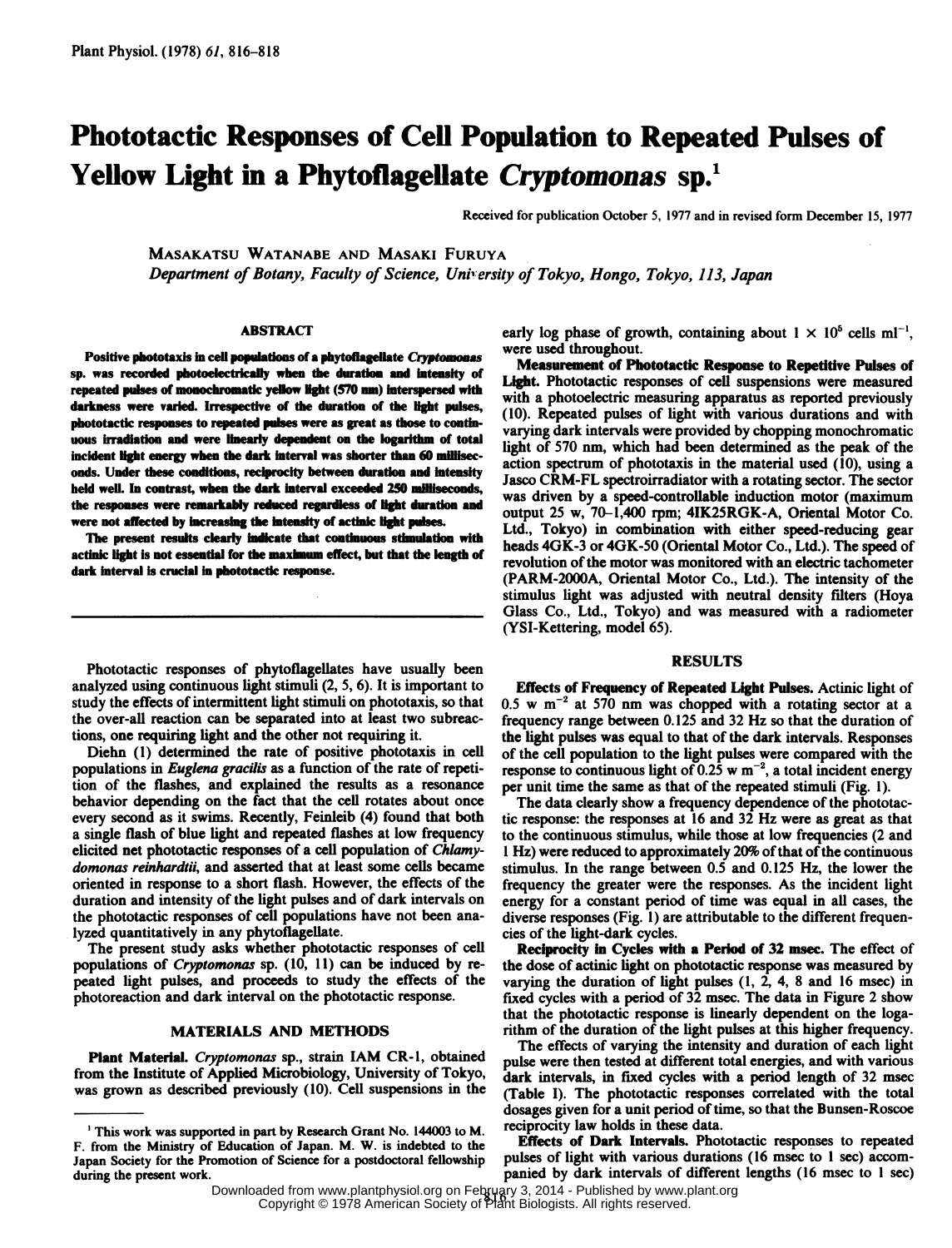# Phototactic Responses of Cell Population to Repeated Pulses of Yellow Light in a Phytoflagellate *Cryptomonas* sp.[1]

Received for publication October 5, 1977 and in revised form December 15, 1977

MASAKATSU WATANABE AND MASAKI FURUYA
*Department of Botany, Faculty of Science, University of Tokyo, Hongo, Tokyo, 113, Japan*

## ABSTRACT

**Positive phototaxis in cell populations of a phytoflagellate *Cryptomonas* sp. was recorded photoelectrically when the duration and intensity of repeated pulses of monochromatic yellow light (570 nm) interspersed with darkness were varied. Irrespective of the duration of the light pulses, phototactic responses to repeated pulses were as great as those to continuous irradiation and were linearly dependent on the logarithm of total incident light energy when the dark interval was shorter than 60 milliseconds. Under these conditions, reciprocity between duration and intensity held well. In contrast, when the dark interval exceeded 250 milliseconds, the responses were remarkably reduced regardless of light duration and were not affected by increasing the intensity of actinic light pulses.**

**The present results clearly indicate that continuous stimulation with actinic light is not essential for the maximum effect, but that the length of dark interval is crucial in phototactic response.**

Phototactic responses of phytoflagellates have usually been analyzed using continuous light stimuli (2, 5, 6). It is important to study the effects of intermittent light stimuli on phototaxis, so that the over-all reaction can be separated into at least two subreactions, one requiring light and the other not requiring it.

Diehn (1) determined the rate of positive phototaxis in cell populations in *Euglena gracilis* as a function of the rate of repetition of the flashes, and explained the results as a resonance behavior depending on the fact that the cell rotates about once every second as it swims. Recently, Feinleib (4) found that both a single flash of blue light and repeated flashes at low frequency elicited net phototactic responses of a cell population of *Chlamydomonas reinhardtii*, and asserted that at least some cells became oriented in response to a short flash. However, the effects of the duration and intensity of the light pulses and of dark intervals on the phototactic responses of cell populations have not been analyzed quantitatively in any phytoflagellate.

The present study asks whether phototactic responses of cell populations of *Cryptomonas* sp. (10, 11) can be induced by repeated light pulses, and proceeds to study the effects of the photoreaction and dark interval on the phototactic response.

## MATERIALS AND METHODS

**Plant Material.** *Cryptomonas* sp., strain IAM CR-1, obtained from the Institute of Applied Microbiology, University of Tokyo, was grown as described previously (10). Cell suspensions in the early log phase of growth, containing about $1 \times 10^5$ cells ml$^{-1}$, were used throughout.

**Measurement of Phototactic Response to Repetitive Pulses of Light.** Phototactic responses of cell suspensions were measured with a photoelectric measuring apparatus as reported previously (10). Repeated pulses of light with various durations and with varying dark intervals were provided by chopping monochromatic light of 570 nm, which had been determined as the peak of the action spectrum of phototaxis in the material used (10), using a Jasco CRM-FL spectroirradiator with a rotating sector. The sector was driven by a speed-controllable induction motor (maximum output 25 w, 70–1,400 rpm; 4IK25RGK-A, Oriental Motor Co. Ltd., Tokyo) in combination with either speed-reducing gear heads 4GK-3 or 4GK-50 (Oriental Motor Co., Ltd.). The speed of revolution of the motor was monitored with an electric tachometer (PARM-2000A, Oriental Motor Co., Ltd.). The intensity of the stimulus light was adjusted with neutral density filters (Hoya Glass Co., Ltd., Tokyo) and was measured with a radiometer (YSI-Kettering, model 65).

## RESULTS

**Effects of Frequency of Repeated Light Pulses.** Actinic light of 0.5 w m$^{-2}$ at 570 nm was chopped with a rotating sector at a frequency range between 0.125 and 32 Hz so that the duration of the light pulses was equal to that of the dark intervals. Responses of the cell population to the light pulses were compared with the response to continuous light of 0.25 w m$^{-2}$, a total incident energy per unit time the same as that of the repeated stimuli (Fig. 1).

The data clearly show a frequency dependence of the phototactic response: the responses at 16 and 32 Hz were as great as that to the continuous stimulus, while those at low frequencies (2 and 1 Hz) were reduced to approximately 20% of that of the continuous stimulus. In the range between 0.5 and 0.125 Hz, the lower the frequency the greater were the responses. As the incident light energy for a constant period of time was equal in all cases, the diverse responses (Fig. 1) are attributable to the different frequencies of the light-dark cycles.

**Reciprocity in Cycles with a Period of 32 msec.** The effect of the dose of actinic light on phototactic response was measured by varying the duration of light pulses (1, 2, 4, 8 and 16 msec) in fixed cycles with a period of 32 msec. The data in Figure 2 show that the phototactic response is linearly dependent on the logarithm of the duration of the light pulses at this higher frequency.

The effects of varying the intensity and duration of each light pulse were then tested at different total energies, and with various dark intervals, in fixed cycles with a period length of 32 msec (Table I). The phototactic responses correlated with the total dosages given for a unit period of time, so that the Bunsen-Roscoe reciprocity law holds in these data.

**Effects of Dark Intervals.** Phototactic responses to repeated pulses of light with various durations (16 msec to 1 sec) accompanied by dark intervals of different lengths (16 msec to 1 sec)

[1] This work was supported in part by Research Grant No. 144003 to M. F. from the Ministry of Education of Japan. M. W. is indebted to the Japan Society for the Promotion of Science for a postdoctoral fellowship during the present work.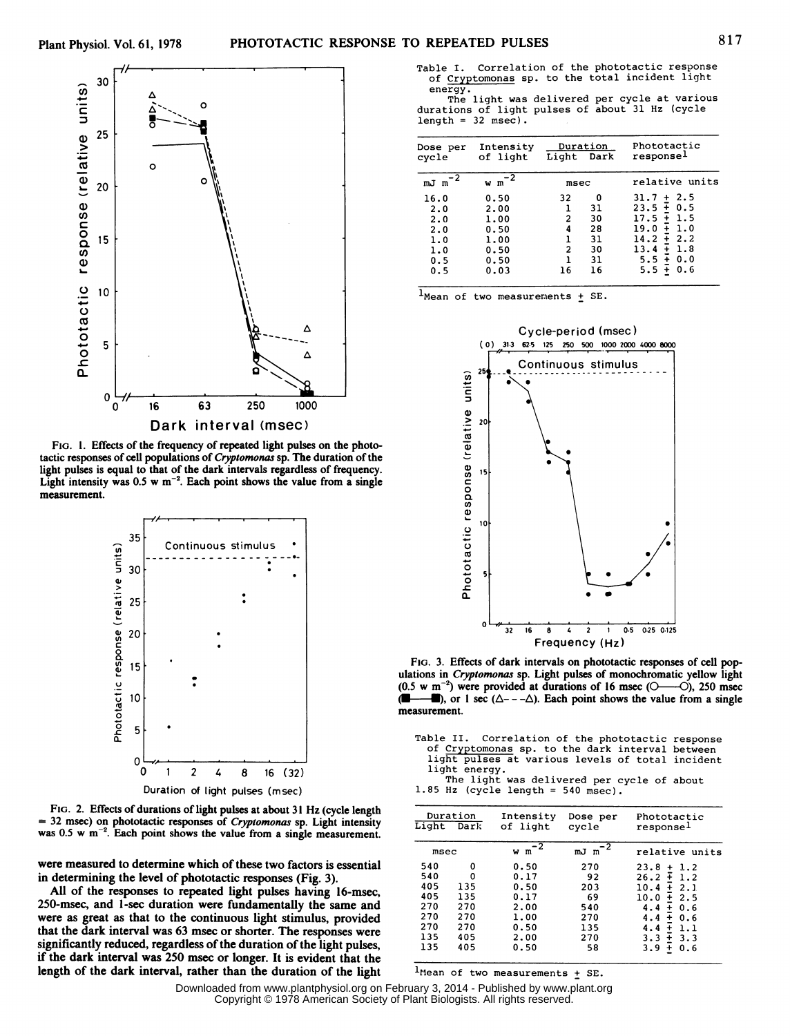Phototactic response (relative units)

30

25

20

15

10

5

0

0 16 63 250 1000

Dark interval (msec)

FIG. 1. Effects of the frequency of repeated light pulses on the phototactic responses of cell populations of *Cryptomonas* sp. The duration of the light pulses is equal to that of the dark intervals regardless of frequency. Light intensity was 0.5 w $m^{-2}$. Each point shows the value from a single measurement.

Phototactic response (relative units)

35

30

25

20

15

10

5

0

Continuous stimulus

0 1 2 4 8 16 (32)

Duration of light pulses (msec)

FIG. 2. Effects of durations of light pulses at about 31 Hz (cycle length = 32 msec) on phototactic responses of *Cryptomonas* sp. Light intensity was 0.5 w $m^{-2}$. Each point shows the value from a single measurement.

were measured to determine which of these two factors is essential in determining the level of phototactic responses (Fig. 3).

All of the responses to repeated light pulses having 16-msec, 250-msec, and 1-sec duration were fundamentally the same and were as great as that to the continuous light stimulus, provided that the dark interval was 63 msec or shorter. The responses were significantly reduced, regardless of the duration of the light pulses, if the dark interval was 250 msec or longer. It is evident that the length of the dark interval, rather than the duration of the light

Table I. Correlation of the phototactic response of Cryptomonas sp. to the total incident light energy.

The light was delivered per cycle at various durations of light pulses of about 31 Hz (cycle length = 32 msec).

| Dose per cycle | Intensity of light | Duration Light | Duration Dark | Phototactic response[1] |
|---|---|---|---|---|
| mJ $m^{-2}$ | w $m^{-2}$ | msec | | relative units |
| 16.0 | 0.50 | 32 | 0 | 31.7 ± 2.5 |
| 2.0 | 2.00 | 1 | 31 | 23.5 ± 0.5 |
| 2.0 | 1.00 | 2 | 30 | 17.5 ± 1.5 |
| 2.0 | 0.50 | 4 | 28 | 19.0 ± 1.0 |
| 1.0 | 1.00 | 1 | 31 | 14.2 ± 2.2 |
| 1.0 | 0.50 | 2 | 30 | 13.4 ± 1.8 |
| 0.5 | 0.50 | 1 | 31 | 5.5 ± 0.0 |
| 0.5 | 0.03 | 16 | 16 | 5.5 ± 0.6 |

[1]Mean of two measurements ± SE.

Cycle-period (msec)

(0) 31.3 62.5 125 250 500 1000 2000 4000 8000

Continuous stimulus

Phototactic response (relative units)

25

20

15

10

5

0

32 16 8 4 2 1 0.5 0.25 0.125

Frequency (Hz)

FIG. 3. Effects of dark intervals on phototactic responses of cell populations in *Cryptomonas* sp. Light pulses of monochromatic yellow light (0.5 w $m^{-2}$) were provided at durations of 16 msec (O——O), 250 msec (■——■), or 1 sec (△- - -△). Each point shows the value from a single measurement.

Table II. Correlation of the phototactic response of Cryptomonas sp. to the dark interval between light pulses at various levels of total incident light energy.

The light was delivered per cycle of about 1.85 Hz (cycle length = 540 msec).

| Duration Light | Duration Dark | Intensity of light | Dose per cycle | Phototactic response[1] |
|---|---|---|---|---|
| msec | | w $m^{-2}$ | mJ $m^{-2}$ | relative units |
| 540 | 0 | 0.50 | 270 | 23.8 ± 1.2 |
| 540 | 0 | 0.17 | 92 | 26.2 ± 1.2 |
| 405 | 135 | 0.50 | 203 | 10.4 ± 2.1 |
| 405 | 135 | 0.17 | 69 | 10.0 ± 2.5 |
| 270 | 270 | 2.00 | 540 | 4.4 ± 0.6 |
| 270 | 270 | 1.00 | 270 | 4.4 ± 0.6 |
| 270 | 270 | 0.50 | 135 | 4.4 ± 1.1 |
| 135 | 405 | 2.00 | 270 | 3.3 ± 3.3 |
| 135 | 405 | 0.50 | 58 | 3.9 ± 0.6 |

[1]Mean of two measurements ± SE.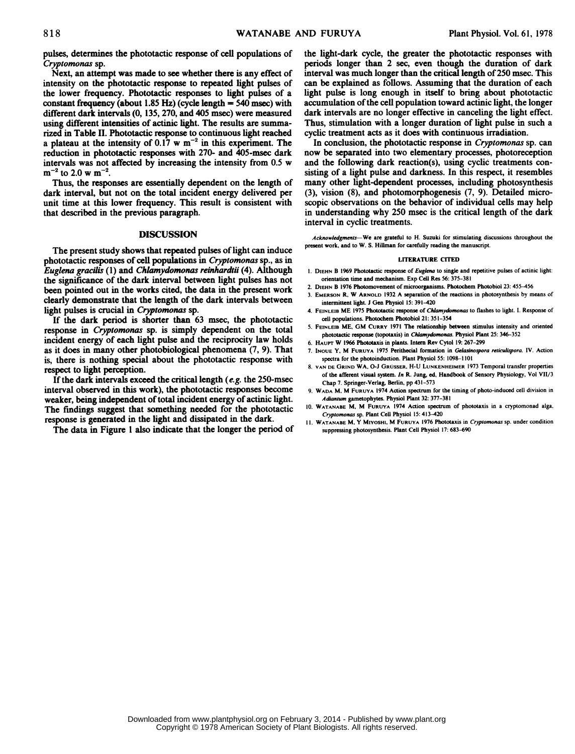pulses, determines the phototactic response of cell populations of *Cryptomonas* sp.

Next, an attempt was made to see whether there is any effect of intensity on the phototactic response to repeated light pulses of the lower frequency. Phototactic responses to light pulses of a constant frequency (about 1.85 Hz) (cycle length = 540 msec) with different dark intervals (0, 135, 270, and 405 msec) were measured using different intensities of actinic light. The results are summarized in Table II. Phototactic response to continuous light reached a plateau at the intensity of 0.17 w $m^{-2}$ in this experiment. The reduction in phototactic responses with 270- and 405-msec dark intervals was not affected by increasing the intensity from 0.5 w $m^{-2}$ to 2.0 w $m^{-2}$.

Thus, the responses are essentially dependent on the length of dark interval, but not on the total incident energy delivered per unit time at this lower frequency. This result is consistent with that described in the previous paragraph.

## DISCUSSION

The present study shows that repeated pulses of light can induce phototactic responses of cell populations in *Cryptomonas* sp., as in *Euglena gracilis* (1) and *Chlamydomonas reinhardtii* (4). Although the significance of the dark interval between light pulses has not been pointed out in the works cited, the data in the present work clearly demonstrate that the length of the dark intervals between light pulses is crucial in *Cryptomonas* sp.

If the dark period is shorter than 63 msec, the phototactic response in *Cryptomonas* sp. is simply dependent on the total incident energy of each light pulse and the reciprocity law holds as it does in many other photobiological phenomena (7, 9). That is, there is nothing special about the phototactic response with respect to light perception.

If the dark intervals exceed the critical length (*e.g.* the 250-msec interval observed in this work), the phototactic responses become weaker, being independent of total incident energy of actinic light. The findings suggest that something needed for the phototactic response is generated in the light and dissipated in the dark.

The data in Figure 1 also indicate that the longer the period of the light-dark cycle, the greater the phototactic responses with periods longer than 2 sec, even though the duration of dark interval was much longer than the critical length of 250 msec. This can be explained as follows. Assuming that the duration of each light pulse is long enough in itself to bring about phototactic accumulation of the cell population toward actinic light, the longer dark intervals are no longer effective in canceling the light effect. Thus, stimulation with a longer duration of light pulse in such a cyclic treatment acts as it does with continuous irradiation.

In conclusion, the phototactic response in *Cryptomonas* sp. can now be separated into two elementary processes, photoreception and the following dark reaction(s), using cyclic treatments consisting of a light pulse and darkness. In this respect, it resembles many other light-dependent processes, including photosynthesis (3), vision (8), and photomorphogenesis (7, 9). Detailed microscopic observations on the behavior of individual cells may help in understanding why 250 msec is the critical length of the dark interval in cyclic treatments.

*Acknowledgments*—We are grateful to H. Suzuki for stimulating discussions throughout the present work, and to W. S. Hillman for carefully reading the manuscript.

### LITERATURE CITED

1. DIEHN B 1969 Phototactic response of *Euglena* to single and repetitive pulses of actinic light: orientation time and mechanism. Exp Cell Res 56: 375–381
2. DIEHN B 1976 Photomovement of microorganisms. Photochem Photobiol 23: 455–456
3. EMERSON R, W ARNOLD 1932 A separation of the reactions in photosynthesis by means of intermittent light. J Gen Physiol 15: 391–420
4. FEINLEIB ME 1975 Phototactic response of *Chlamydomonas* to flashes to light. I. Response of cell populations. Photochem Photobiol 21: 351–354
5. FEINLEIB ME, GM CURRY 1971 The relationship between stimulus intensity and oriented phototactic response (topotaxis) in *Chlamydomonas*. Physiol Plant 25: 346–352
6. HAUPT W 1966 Phototaxis in plants. Intern Rev Cytol 19: 267–299
7. INOUE Y, M FURUYA 1975 Perithecial formation in *Gelasinospora reticulispora*. IV. Action spectra for the photoinduction. Plant Physiol 55: 1098–1101
8. VAN DE GRIND WA, O-J GRÜSSER, H-U LUNKENHEIMER 1973 Temporal transfer properties of the afferent visual system. *In* R. Jung, ed, Handbook of Sensory Physiology, Vol VII/3 Chap 7. Springer-Verlag, Berlin, pp 431–573
9. WADA M, M FURUYA 1974 Action spectrum for the timing of photo-induced cell division in *Adiantum* gametophytes. Physiol Plant 32: 377–381
10. WATANABE M, M FURUYA 1974 Action spectrum of phototaxis in a cryptomonad alga, *Cryptomonas* sp. Plant Cell Physiol 15: 413–420
11. WATANABE M, Y MIYOSHI, M FURUYA 1976 Phototaxis in *Cryptomonas* sp. under condition suppressing photosynthesis. Plant Cell Physiol 17: 683–690